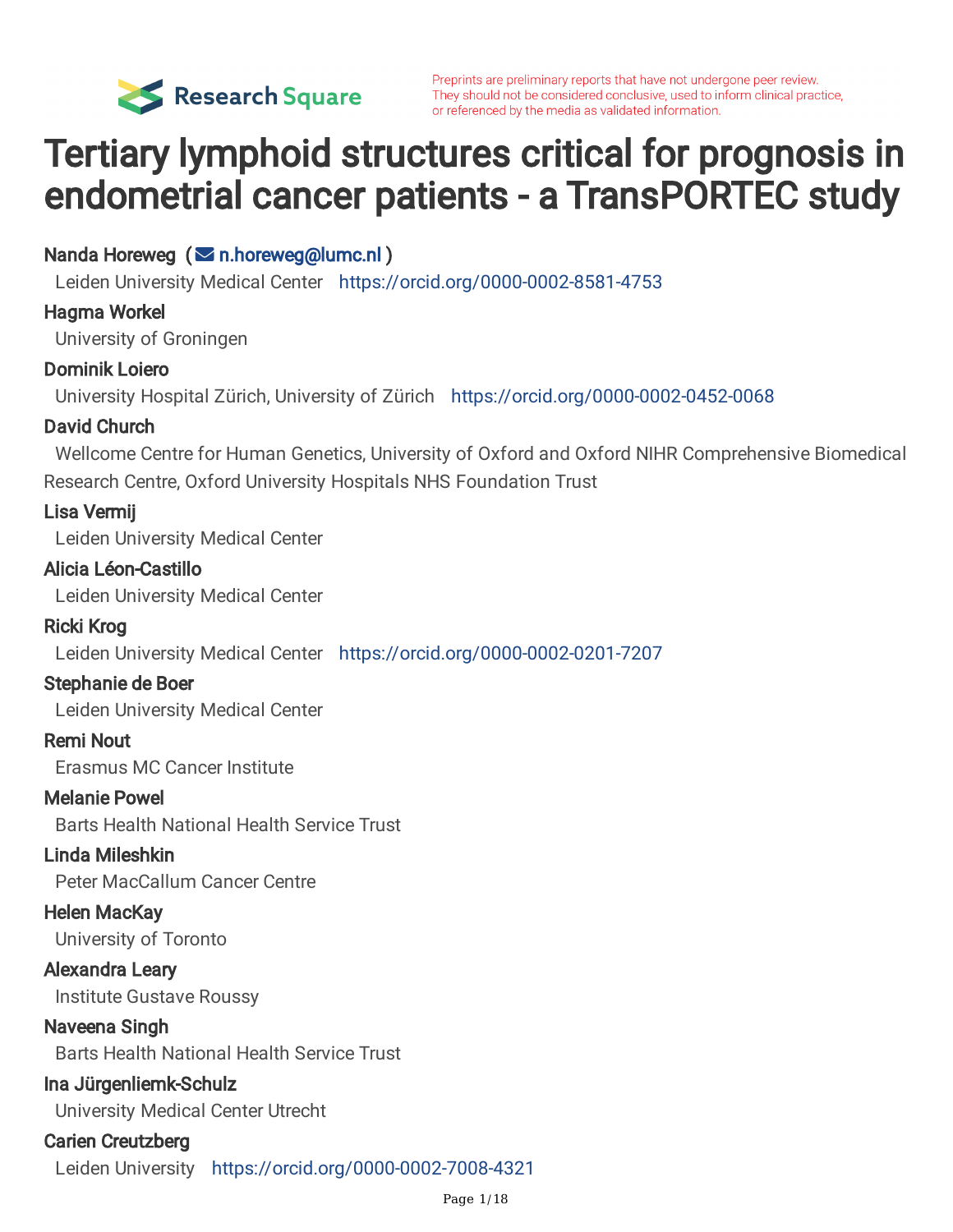Preprints are preliminary reports that have not undergone peer review. They should not be considered conclusive, used to inform clinical practice, or referenced by the media as validated information.

# Tertiary lymphoid structures critical for prognosis in endometrial cancer patients - a TransPORTEC study

**Nanda Horeweg** (n.horeweg@lumc.nl)
Leiden University Medical Center https://orcid.org/0000-0002-8581-4753

**Hagma Workel**
University of Groningen

**Dominik Loiero**
University Hospital Zürich, University of Zürich https://orcid.org/0000-0002-0452-0068

**David Church**
Wellcome Centre for Human Genetics, University of Oxford and Oxford NIHR Comprehensive Biomedical Research Centre, Oxford University Hospitals NHS Foundation Trust

**Lisa Vermij**
Leiden University Medical Center

**Alicia Léon-Castillo**
Leiden University Medical Center

**Ricki Krog**
Leiden University Medical Center https://orcid.org/0000-0002-0201-7207

**Stephanie de Boer**
Leiden University Medical Center

**Remi Nout**
Erasmus MC Cancer Institute

**Melanie Powel**
Barts Health National Health Service Trust

**Linda Mileshkin**
Peter MacCallum Cancer Centre

**Helen MacKay**
University of Toronto

**Alexandra Leary**
Institute Gustave Roussy

**Naveena Singh**
Barts Health National Health Service Trust

**Ina Jürgenliemk-Schulz**
University Medical Center Utrecht

**Carien Creutzberg**
Leiden University https://orcid.org/0000-0002-7008-4321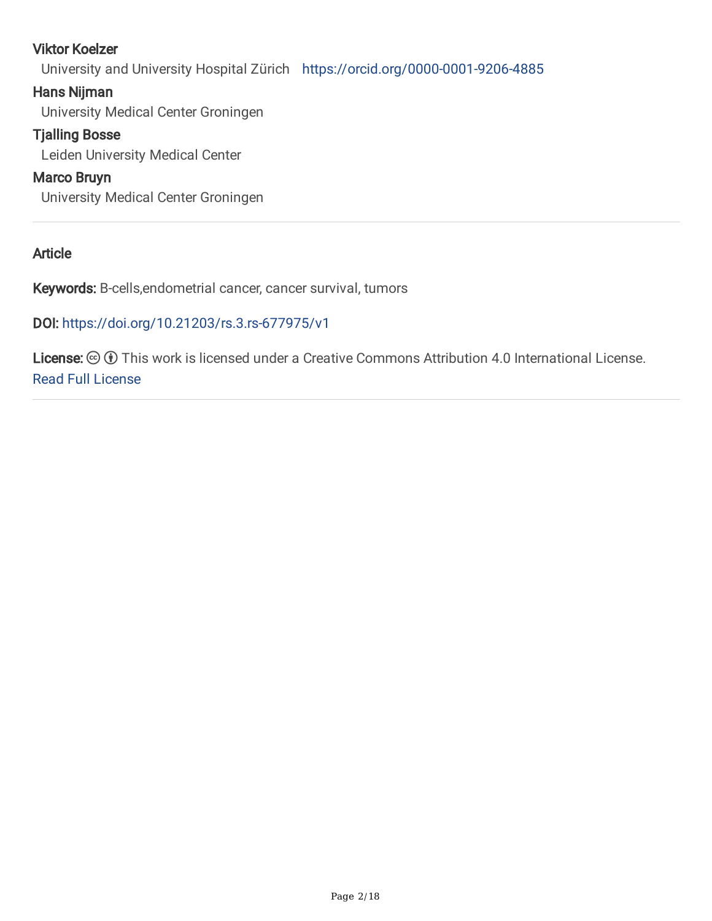**Viktor Koelzer**
University and University Hospital Zürich https://orcid.org/0000-0001-9206-4885

**Hans Nijman**
University Medical Center Groningen

**Tjalling Bosse**
Leiden University Medical Center

**Marco Bruyn**
University Medical Center Groningen

---

**Article**

**Keywords:** B-cells,endometrial cancer, cancer survival, tumors

**DOI:** https://doi.org/10.21203/rs.3.rs-677975/v1

**License:** This work is licensed under a Creative Commons Attribution 4.0 International License. Read Full License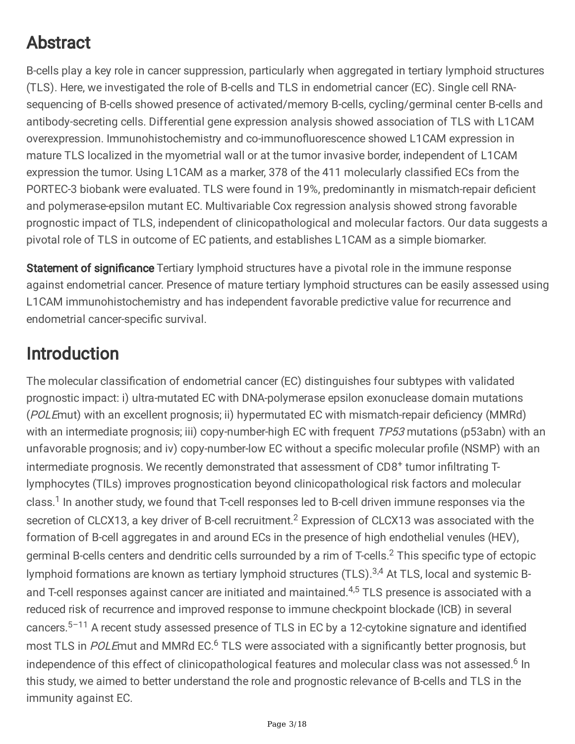# Abstract

B-cells play a key role in cancer suppression, particularly when aggregated in tertiary lymphoid structures (TLS). Here, we investigated the role of B-cells and TLS in endometrial cancer (EC). Single cell RNA-sequencing of B-cells showed presence of activated/memory B-cells, cycling/germinal center B-cells and antibody-secreting cells. Differential gene expression analysis showed association of TLS with L1CAM overexpression. Immunohistochemistry and co-immunofluorescence showed L1CAM expression in mature TLS localized in the myometrial wall or at the tumor invasive border, independent of L1CAM expression the tumor. Using L1CAM as a marker, 378 of the 411 molecularly classified ECs from the PORTEC-3 biobank were evaluated. TLS were found in 19%, predominantly in mismatch-repair deficient and polymerase-epsilon mutant EC. Multivariable Cox regression analysis showed strong favorable prognostic impact of TLS, independent of clinicopathological and molecular factors. Our data suggests a pivotal role of TLS in outcome of EC patients, and establishes L1CAM as a simple biomarker.

**Statement of significance** Tertiary lymphoid structures have a pivotal role in the immune response against endometrial cancer. Presence of mature tertiary lymphoid structures can be easily assessed using L1CAM immunohistochemistry and has independent favorable predictive value for recurrence and endometrial cancer-specific survival.

# Introduction

The molecular classification of endometrial cancer (EC) distinguishes four subtypes with validated prognostic impact: i) ultra-mutated EC with DNA-polymerase epsilon exonuclease domain mutations (*POLE*mut) with an excellent prognosis; ii) hypermutated EC with mismatch-repair deficiency (MMRd) with an intermediate prognosis; iii) copy-number-high EC with frequent *TP53* mutations (p53abn) with an unfavorable prognosis; and iv) copy-number-low EC without a specific molecular profile (NSMP) with an intermediate prognosis. We recently demonstrated that assessment of $CD8^{+}$ tumor infiltrating T-lymphocytes (TILs) improves prognostication beyond clinicopathological risk factors and molecular class.[1] In another study, we found that T-cell responses led to B-cell driven immune responses via the secretion of CLCX13, a key driver of B-cell recruitment.[2] Expression of CLCX13 was associated with the formation of B-cell aggregates in and around ECs in the presence of high endothelial venules (HEV), germinal B-cells centers and dendritic cells surrounded by a rim of T-cells.[2] This specific type of ectopic lymphoid formations are known as tertiary lymphoid structures (TLS).[3,4] At TLS, local and systemic B- and T-cell responses against cancer are initiated and maintained.[4,5] TLS presence is associated with a reduced risk of recurrence and improved response to immune checkpoint blockade (ICB) in several cancers.[5–11] A recent study assessed presence of TLS in EC by a 12-cytokine signature and identified most TLS in *POLE*mut and MMRd EC.[6] TLS were associated with a significantly better prognosis, but independence of this effect of clinicopathological features and molecular class was not assessed.[6] In this study, we aimed to better understand the role and prognostic relevance of B-cells and TLS in the immunity against EC.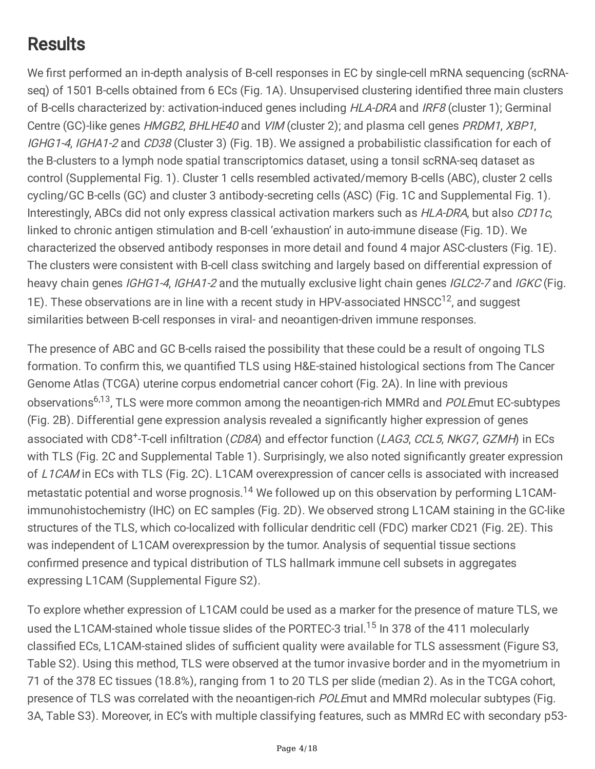## Results

We first performed an in-depth analysis of B-cell responses in EC by single-cell mRNA sequencing (scRNA-seq) of 1501 B-cells obtained from 6 ECs (Fig. 1A). Unsupervised clustering identified three main clusters of B-cells characterized by: activation-induced genes including *HLA-DRA* and *IRF8* (cluster 1); Germinal Centre (GC)-like genes *HMGB2*, *BHLHE40* and *VIM* (cluster 2); and plasma cell genes *PRDM1*, *XBP1*, *IGHG1-4*, *IGHA1-2* and *CD38* (Cluster 3) (Fig. 1B). We assigned a probabilistic classification for each of the B-clusters to a lymph node spatial transcriptomics dataset, using a tonsil scRNA-seq dataset as control (Supplemental Fig. 1). Cluster 1 cells resembled activated/memory B-cells (ABC), cluster 2 cells cycling/GC B-cells (GC) and cluster 3 antibody-secreting cells (ASC) (Fig. 1C and Supplemental Fig. 1). Interestingly, ABCs did not only express classical activation markers such as *HLA-DRA*, but also *CD11c*, linked to chronic antigen stimulation and B-cell 'exhaustion' in auto-immune disease (Fig. 1D). We characterized the observed antibody responses in more detail and found 4 major ASC-clusters (Fig. 1E). The clusters were consistent with B-cell class switching and largely based on differential expression of heavy chain genes *IGHG1-4*, *IGHA1-2* and the mutually exclusive light chain genes *IGLC2-7* and *IGKC* (Fig. 1E). These observations are in line with a recent study in HPV-associated HNSCC[12], and suggest similarities between B-cell responses in viral- and neoantigen-driven immune responses.

The presence of ABC and GC B-cells raised the possibility that these could be a result of ongoing TLS formation. To confirm this, we quantified TLS using H&E-stained histological sections from The Cancer Genome Atlas (TCGA) uterine corpus endometrial cancer cohort (Fig. 2A). In line with previous observations[6,13], TLS were more common among the neoantigen-rich MMRd and *POLE*mut EC-subtypes (Fig. 2B). Differential gene expression analysis revealed a significantly higher expression of genes associated with $CD8^{+}$-T-cell infiltration (*CD8A*) and effector function (*LAG3*, *CCL5*, *NKG7*, *GZMH*) in ECs with TLS (Fig. 2C and Supplemental Table 1). Surprisingly, we also noted significantly greater expression of *L1CAM* in ECs with TLS (Fig. 2C). L1CAM overexpression of cancer cells is associated with increased metastatic potential and worse prognosis.[14] We followed up on this observation by performing L1CAM-immunohistochemistry (IHC) on EC samples (Fig. 2D). We observed strong L1CAM staining in the GC-like structures of the TLS, which co-localized with follicular dendritic cell (FDC) marker CD21 (Fig. 2E). This was independent of L1CAM overexpression by the tumor. Analysis of sequential tissue sections confirmed presence and typical distribution of TLS hallmark immune cell subsets in aggregates expressing L1CAM (Supplemental Figure S2).

To explore whether expression of L1CAM could be used as a marker for the presence of mature TLS, we used the L1CAM-stained whole tissue slides of the PORTEC-3 trial.[15] In 378 of the 411 molecularly classified ECs, L1CAM-stained slides of sufficient quality were available for TLS assessment (Figure S3, Table S2). Using this method, TLS were observed at the tumor invasive border and in the myometrium in 71 of the 378 EC tissues (18.8%), ranging from 1 to 20 TLS per slide (median 2). As in the TCGA cohort, presence of TLS was correlated with the neoantigen-rich *POLE*mut and MMRd molecular subtypes (Fig. 3A, Table S3). Moreover, in EC's with multiple classifying features, such as MMRd EC with secondary p53-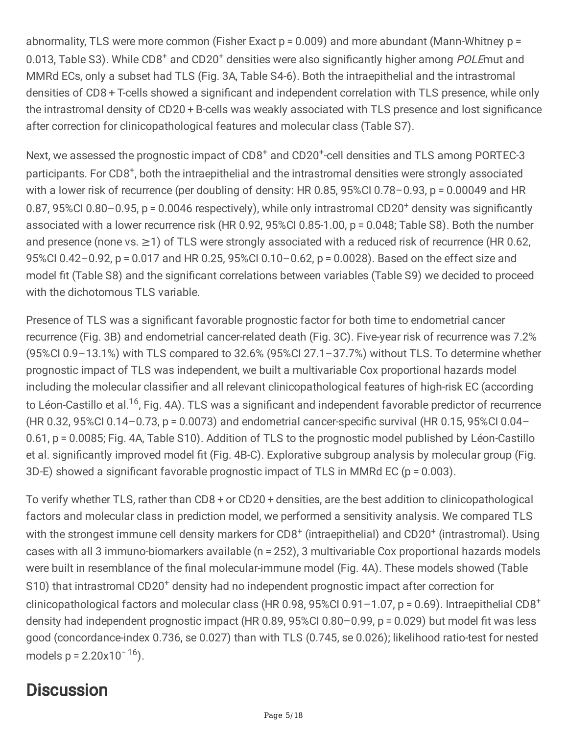abnormality, TLS were more common (Fisher Exact p = 0.009) and more abundant (Mann-Whitney p = 0.013, Table S3). While CD8$^+$ and CD20$^+$ densities were also significantly higher among *POLE*mut and MMRd ECs, only a subset had TLS (Fig. 3A, Table S4-6). Both the intraepithelial and the intrastromal densities of CD8 + T-cells showed a significant and independent correlation with TLS presence, while only the intrastromal density of CD20 + B-cells was weakly associated with TLS presence and lost significance after correction for clinicopathological features and molecular class (Table S7).

Next, we assessed the prognostic impact of CD8$^+$ and CD20$^+$-cell densities and TLS among PORTEC-3 participants. For CD8$^+$, both the intraepithelial and the intrastromal densities were strongly associated with a lower risk of recurrence (per doubling of density: HR 0.85, 95%CI 0.78–0.93, p = 0.00049 and HR 0.87, 95%CI 0.80–0.95, p = 0.0046 respectively), while only intrastromal CD20$^+$ density was significantly associated with a lower recurrence risk (HR 0.92, 95%CI 0.85-1.00, p = 0.048; Table S8). Both the number and presence (none vs. ≥1) of TLS were strongly associated with a reduced risk of recurrence (HR 0.62, 95%CI 0.42–0.92, p = 0.017 and HR 0.25, 95%CI 0.10–0.62, p = 0.0028). Based on the effect size and model fit (Table S8) and the significant correlations between variables (Table S9) we decided to proceed with the dichotomous TLS variable.

Presence of TLS was a significant favorable prognostic factor for both time to endometrial cancer recurrence (Fig. 3B) and endometrial cancer-related death (Fig. 3C). Five-year risk of recurrence was 7.2% (95%CI 0.9–13.1%) with TLS compared to 32.6% (95%CI 27.1–37.7%) without TLS. To determine whether prognostic impact of TLS was independent, we built a multivariable Cox proportional hazards model including the molecular classifier and all relevant clinicopathological features of high-risk EC (according to Léon-Castillo et al.[16], Fig. 4A). TLS was a significant and independent favorable predictor of recurrence (HR 0.32, 95%CI 0.14–0.73, p = 0.0073) and endometrial cancer-specific survival (HR 0.15, 95%CI 0.04–0.61, p = 0.0085; Fig. 4A, Table S10). Addition of TLS to the prognostic model published by Léon-Castillo et al. significantly improved model fit (Fig. 4B-C). Explorative subgroup analysis by molecular group (Fig. 3D-E) showed a significant favorable prognostic impact of TLS in MMRd EC (p = 0.003).

To verify whether TLS, rather than CD8 + or CD20 + densities, are the best addition to clinicopathological factors and molecular class in prediction model, we performed a sensitivity analysis. We compared TLS with the strongest immune cell density markers for CD8$^+$ (intraepithelial) and CD20$^+$ (intrastromal). Using cases with all 3 immuno-biomarkers available (n = 252), 3 multivariable Cox proportional hazards models were built in resemblance of the final molecular-immune model (Fig. 4A). These models showed (Table S10) that intrastromal CD20$^+$ density had no independent prognostic impact after correction for clinicopathological factors and molecular class (HR 0.98, 95%CI 0.91–1.07, p = 0.69). Intraepithelial CD8$^+$ density had independent prognostic impact (HR 0.89, 95%CI 0.80–0.99, p = 0.029) but model fit was less good (concordance-index 0.736, se 0.027) than with TLS (0.745, se 0.026); likelihood ratio-test for nested models p = $2.20 \times 10^{-16}$).

# Discussion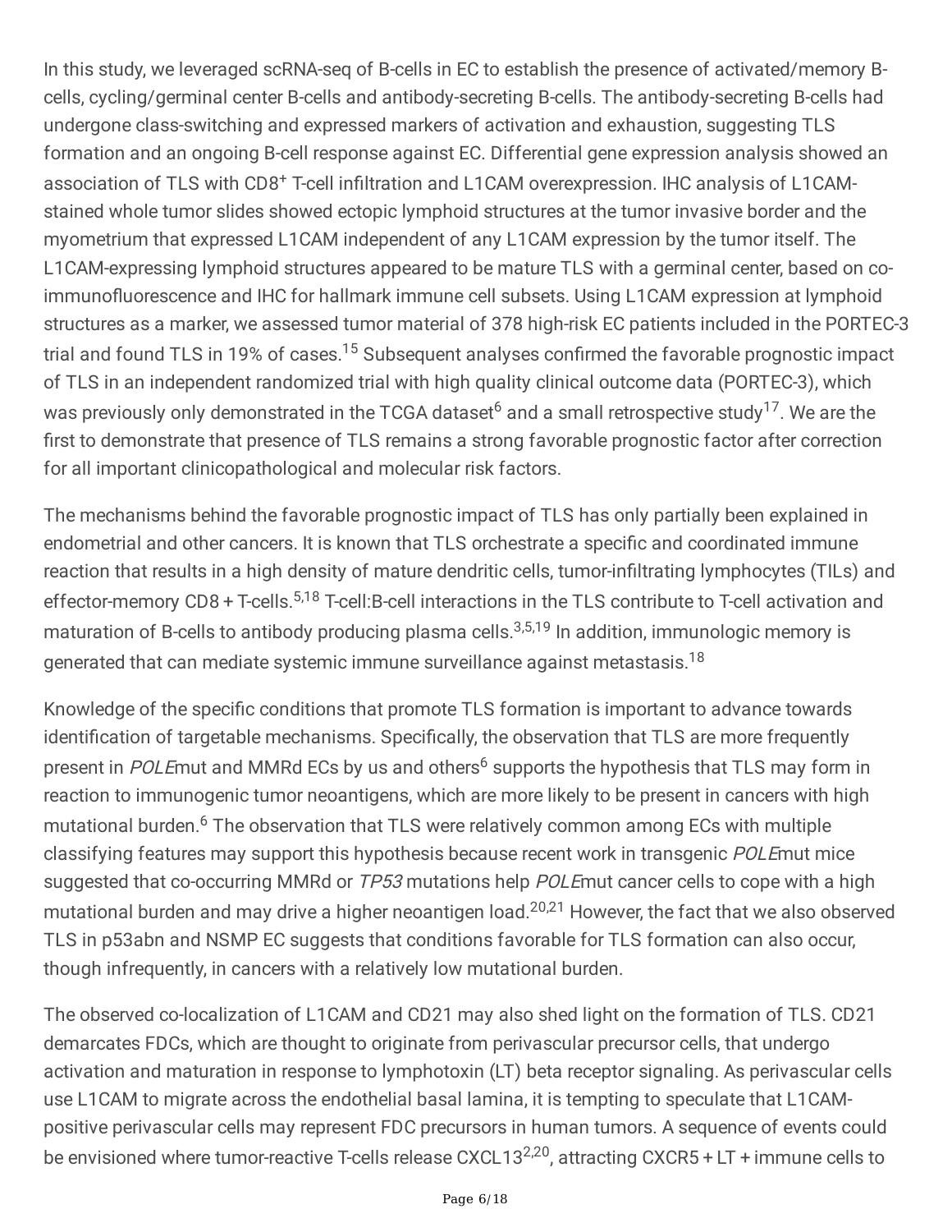In this study, we leveraged scRNA-seq of B-cells in EC to establish the presence of activated/memory B-cells, cycling/germinal center B-cells and antibody-secreting B-cells. The antibody-secreting B-cells had undergone class-switching and expressed markers of activation and exhaustion, suggesting TLS formation and an ongoing B-cell response against EC. Differential gene expression analysis showed an association of TLS with CD8⁺ T-cell infiltration and L1CAM overexpression. IHC analysis of L1CAM-stained whole tumor slides showed ectopic lymphoid structures at the tumor invasive border and the myometrium that expressed L1CAM independent of any L1CAM expression by the tumor itself. The L1CAM-expressing lymphoid structures appeared to be mature TLS with a germinal center, based on co-immunofluorescence and IHC for hallmark immune cell subsets. Using L1CAM expression at lymphoid structures as a marker, we assessed tumor material of 378 high-risk EC patients included in the PORTEC-3 trial and found TLS in 19% of cases.[15] Subsequent analyses confirmed the favorable prognostic impact of TLS in an independent randomized trial with high quality clinical outcome data (PORTEC-3), which was previously only demonstrated in the TCGA dataset[6] and a small retrospective study[17]. We are the first to demonstrate that presence of TLS remains a strong favorable prognostic factor after correction for all important clinicopathological and molecular risk factors.

The mechanisms behind the favorable prognostic impact of TLS has only partially been explained in endometrial and other cancers. It is known that TLS orchestrate a specific and coordinated immune reaction that results in a high density of mature dendritic cells, tumor-infiltrating lymphocytes (TILs) and effector-memory CD8 + T-cells.[5,18] T-cell:B-cell interactions in the TLS contribute to T-cell activation and maturation of B-cells to antibody producing plasma cells.[3,5,19] In addition, immunologic memory is generated that can mediate systemic immune surveillance against metastasis.[18]

Knowledge of the specific conditions that promote TLS formation is important to advance towards identification of targetable mechanisms. Specifically, the observation that TLS are more frequently present in *POLE*mut and MMRd ECs by us and others[6] supports the hypothesis that TLS may form in reaction to immunogenic tumor neoantigens, which are more likely to be present in cancers with high mutational burden.[6] The observation that TLS were relatively common among ECs with multiple classifying features may support this hypothesis because recent work in transgenic *POLE*mut mice suggested that co-occurring MMRd or *TP53* mutations help *POLE*mut cancer cells to cope with a high mutational burden and may drive a higher neoantigen load.[20,21] However, the fact that we also observed TLS in p53abn and NSMP EC suggests that conditions favorable for TLS formation can also occur, though infrequently, in cancers with a relatively low mutational burden.

The observed co-localization of L1CAM and CD21 may also shed light on the formation of TLS. CD21 demarcates FDCs, which are thought to originate from perivascular precursor cells, that undergo activation and maturation in response to lymphotoxin (LT) beta receptor signaling. As perivascular cells use L1CAM to migrate across the endothelial basal lamina, it is tempting to speculate that L1CAM-positive perivascular cells may represent FDC precursors in human tumors. A sequence of events could be envisioned where tumor-reactive T-cells release CXCL13[2,20], attracting CXCR5 + LT + immune cells to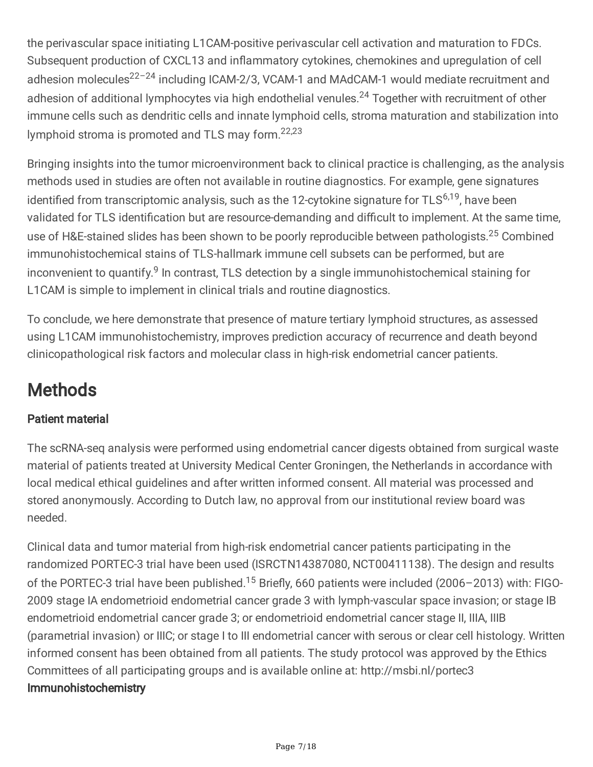the perivascular space initiating L1CAM-positive perivascular cell activation and maturation to FDCs. Subsequent production of CXCL13 and inflammatory cytokines, chemokines and upregulation of cell adhesion molecules[22–24] including ICAM-2/3, VCAM-1 and MAdCAM-1 would mediate recruitment and adhesion of additional lymphocytes via high endothelial venules.[24] Together with recruitment of other immune cells such as dendritic cells and innate lymphoid cells, stroma maturation and stabilization into lymphoid stroma is promoted and TLS may form.[22,23]

Bringing insights into the tumor microenvironment back to clinical practice is challenging, as the analysis methods used in studies are often not available in routine diagnostics. For example, gene signatures identified from transcriptomic analysis, such as the 12-cytokine signature for TLS[6,19], have been validated for TLS identification but are resource-demanding and difficult to implement. At the same time, use of H&E-stained slides has been shown to be poorly reproducible between pathologists.[25] Combined immunohistochemical stains of TLS-hallmark immune cell subsets can be performed, but are inconvenient to quantify.[9] In contrast, TLS detection by a single immunohistochemical staining for L1CAM is simple to implement in clinical trials and routine diagnostics.

To conclude, we here demonstrate that presence of mature tertiary lymphoid structures, as assessed using L1CAM immunohistochemistry, improves prediction accuracy of recurrence and death beyond clinicopathological risk factors and molecular class in high-risk endometrial cancer patients.

# Methods

### Patient material

The scRNA-seq analysis were performed using endometrial cancer digests obtained from surgical waste material of patients treated at University Medical Center Groningen, the Netherlands in accordance with local medical ethical guidelines and after written informed consent. All material was processed and stored anonymously. According to Dutch law, no approval from our institutional review board was needed.

Clinical data and tumor material from high-risk endometrial cancer patients participating in the randomized PORTEC-3 trial have been used (ISRCTN14387080, NCT00411138). The design and results of the PORTEC-3 trial have been published.[15] Briefly, 660 patients were included (2006–2013) with: FIGO-2009 stage IA endometrioid endometrial cancer grade 3 with lymph-vascular space invasion; or stage IB endometrioid endometrial cancer grade 3; or endometrioid endometrial cancer stage II, IIIA, IIIB (parametrial invasion) or IIIC; or stage I to III endometrial cancer with serous or clear cell histology. Written informed consent has been obtained from all patients. The study protocol was approved by the Ethics Committees of all participating groups and is available online at: http://msbi.nl/portec3

### Immunohistochemistry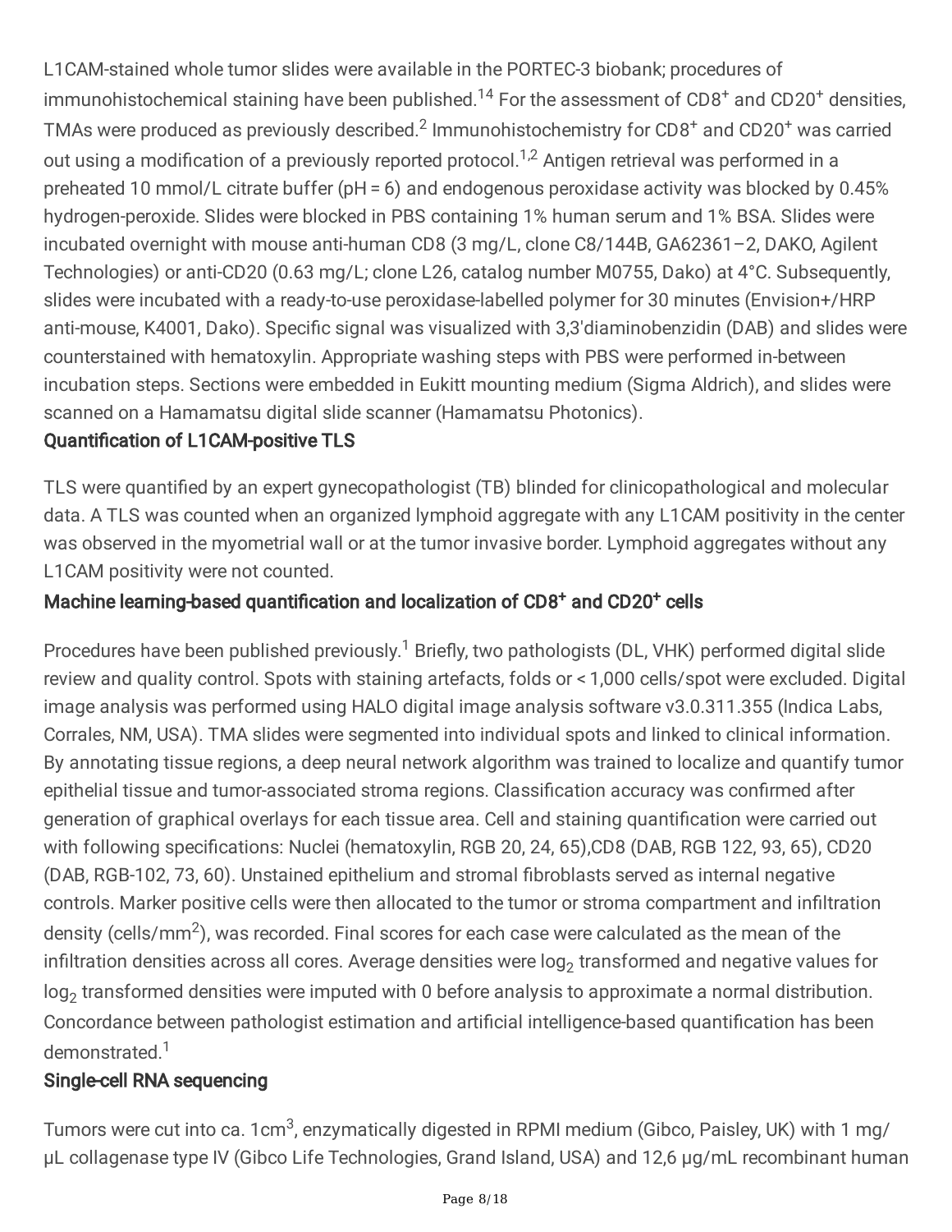L1CAM-stained whole tumor slides were available in the PORTEC-3 biobank; procedures of immunohistochemical staining have been published.[14] For the assessment of $CD8^+$ and $CD20^+$ densities, TMAs were produced as previously described.[2] Immunohistochemistry for $CD8^+$ and $CD20^+$ was carried out using a modification of a previously reported protocol.[1,2] Antigen retrieval was performed in a preheated 10 mmol/L citrate buffer (pH = 6) and endogenous peroxidase activity was blocked by 0.45% hydrogen-peroxide. Slides were blocked in PBS containing 1% human serum and 1% BSA. Slides were incubated overnight with mouse anti-human CD8 (3 mg/L, clone C8/144B, GA62361–2, DAKO, Agilent Technologies) or anti-CD20 (0.63 mg/L; clone L26, catalog number M0755, Dako) at 4°C. Subsequently, slides were incubated with a ready-to-use peroxidase-labelled polymer for 30 minutes (Envision+/HRP anti-mouse, K4001, Dako). Specific signal was visualized with 3,3'diaminobenzidin (DAB) and slides were counterstained with hematoxylin. Appropriate washing steps with PBS were performed in-between incubation steps. Sections were embedded in Eukitt mounting medium (Sigma Aldrich), and slides were scanned on a Hamamatsu digital slide scanner (Hamamatsu Photonics).

### Quantification of L1CAM-positive TLS

TLS were quantified by an expert gynecopathologist (TB) blinded for clinicopathological and molecular data. A TLS was counted when an organized lymphoid aggregate with any L1CAM positivity in the center was observed in the myometrial wall or at the tumor invasive border. Lymphoid aggregates without any L1CAM positivity were not counted.

### Machine learning-based quantification and localization of $CD8^+$ and $CD20^+$ cells

Procedures have been published previously.[1] Briefly, two pathologists (DL, VHK) performed digital slide review and quality control. Spots with staining artefacts, folds or < 1,000 cells/spot were excluded. Digital image analysis was performed using HALO digital image analysis software v3.0.311.355 (Indica Labs, Corrales, NM, USA). TMA slides were segmented into individual spots and linked to clinical information. By annotating tissue regions, a deep neural network algorithm was trained to localize and quantify tumor epithelial tissue and tumor-associated stroma regions. Classification accuracy was confirmed after generation of graphical overlays for each tissue area. Cell and staining quantification were carried out with following specifications: Nuclei (hematoxylin, RGB 20, 24, 65),CD8 (DAB, RGB 122, 93, 65), CD20 (DAB, RGB-102, 73, 60). Unstained epithelium and stromal fibroblasts served as internal negative controls. Marker positive cells were then allocated to the tumor or stroma compartment and infiltration density (cells/mm$^2$), was recorded. Final scores for each case were calculated as the mean of the infiltration densities across all cores. Average densities were $\log_2$ transformed and negative values for $\log_2$ transformed densities were imputed with 0 before analysis to approximate a normal distribution. Concordance between pathologist estimation and artificial intelligence-based quantification has been demonstrated.[1]

### Single-cell RNA sequencing

Tumors were cut into ca. 1cm$^3$, enzymatically digested in RPMI medium (Gibco, Paisley, UK) with 1 mg/µL collagenase type IV (Gibco Life Technologies, Grand Island, USA) and 12,6 µg/mL recombinant human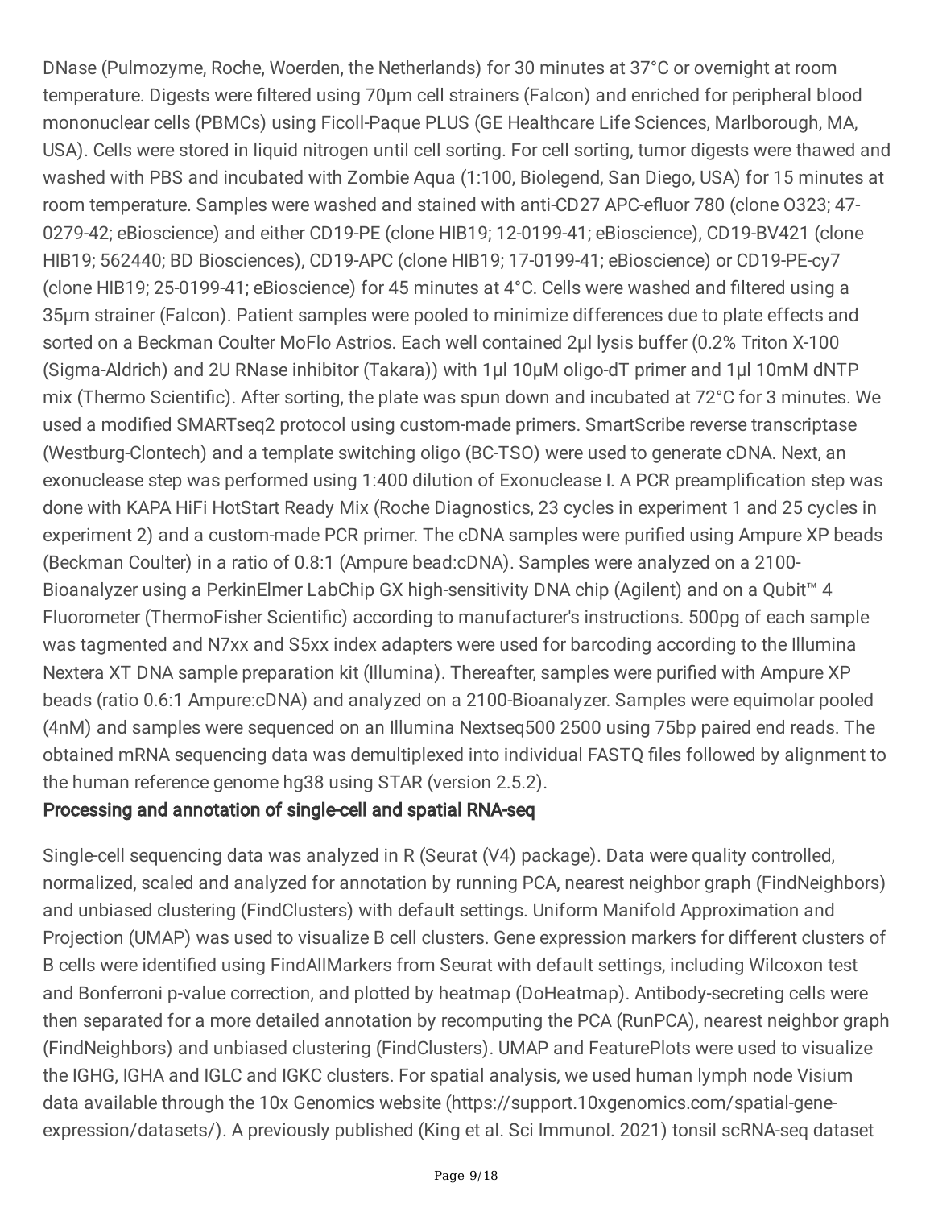DNase (Pulmozyme, Roche, Woerden, the Netherlands) for 30 minutes at 37°C or overnight at room temperature. Digests were filtered using 70µm cell strainers (Falcon) and enriched for peripheral blood mononuclear cells (PBMCs) using Ficoll-Paque PLUS (GE Healthcare Life Sciences, Marlborough, MA, USA). Cells were stored in liquid nitrogen until cell sorting. For cell sorting, tumor digests were thawed and washed with PBS and incubated with Zombie Aqua (1:100, Biolegend, San Diego, USA) for 15 minutes at room temperature. Samples were washed and stained with anti-CD27 APC-efluor 780 (clone O323; 47-0279-42; eBioscience) and either CD19-PE (clone HIB19; 12-0199-41; eBioscience), CD19-BV421 (clone HIB19; 562440; BD Biosciences), CD19-APC (clone HIB19; 17-0199-41; eBioscience) or CD19-PE-cy7 (clone HIB19; 25-0199-41; eBioscience) for 45 minutes at 4°C. Cells were washed and filtered using a 35µm strainer (Falcon). Patient samples were pooled to minimize differences due to plate effects and sorted on a Beckman Coulter MoFlo Astrios. Each well contained 2µl lysis buffer (0.2% Triton X-100 (Sigma-Aldrich) and 2U RNase inhibitor (Takara)) with 1µl 10µM oligo-dT primer and 1µl 10mM dNTP mix (Thermo Scientific). After sorting, the plate was spun down and incubated at 72°C for 3 minutes. We used a modified SMARTseq2 protocol using custom-made primers. SmartScribe reverse transcriptase (Westburg-Clontech) and a template switching oligo (BC-TSO) were used to generate cDNA. Next, an exonuclease step was performed using 1:400 dilution of Exonuclease I. A PCR preamplification step was done with KAPA HiFi HotStart Ready Mix (Roche Diagnostics, 23 cycles in experiment 1 and 25 cycles in experiment 2) and a custom-made PCR primer. The cDNA samples were purified using Ampure XP beads (Beckman Coulter) in a ratio of 0.8:1 (Ampure bead:cDNA). Samples were analyzed on a 2100-Bioanalyzer using a PerkinElmer LabChip GX high-sensitivity DNA chip (Agilent) and on a Qubit™ 4 Fluorometer (ThermoFisher Scientific) according to manufacturer's instructions. 500pg of each sample was tagmented and N7xx and S5xx index adapters were used for barcoding according to the Illumina Nextera XT DNA sample preparation kit (Illumina). Thereafter, samples were purified with Ampure XP beads (ratio 0.6:1 Ampure:cDNA) and analyzed on a 2100-Bioanalyzer. Samples were equimolar pooled (4nM) and samples were sequenced on an Illumina Nextseq500 2500 using 75bp paired end reads. The obtained mRNA sequencing data was demultiplexed into individual FASTQ files followed by alignment to the human reference genome hg38 using STAR (version 2.5.2).

## Processing and annotation of single-cell and spatial RNA-seq

Single-cell sequencing data was analyzed in R (Seurat (V4) package). Data were quality controlled, normalized, scaled and analyzed for annotation by running PCA, nearest neighbor graph (FindNeighbors) and unbiased clustering (FindClusters) with default settings. Uniform Manifold Approximation and Projection (UMAP) was used to visualize B cell clusters. Gene expression markers for different clusters of B cells were identified using FindAllMarkers from Seurat with default settings, including Wilcoxon test and Bonferroni p-value correction, and plotted by heatmap (DoHeatmap). Antibody-secreting cells were then separated for a more detailed annotation by recomputing the PCA (RunPCA), nearest neighbor graph (FindNeighbors) and unbiased clustering (FindClusters). UMAP and FeaturePlots were used to visualize the IGHG, IGHA and IGLC and IGKC clusters. For spatial analysis, we used human lymph node Visium data available through the 10x Genomics website (https://support.10xgenomics.com/spatial-gene-expression/datasets/). A previously published (King et al. Sci Immunol. 2021) tonsil scRNA-seq dataset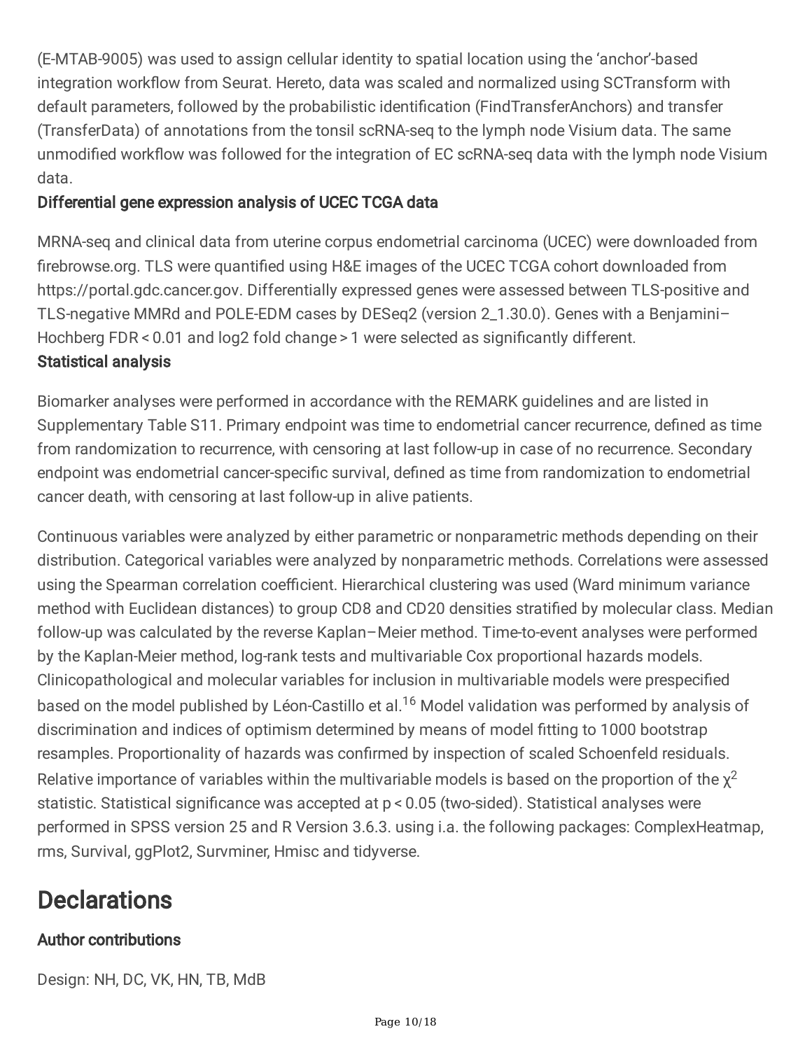(E-MTAB-9005) was used to assign cellular identity to spatial location using the 'anchor'-based integration workflow from Seurat. Hereto, data was scaled and normalized using SCTransform with default parameters, followed by the probabilistic identification (FindTransferAnchors) and transfer (TransferData) of annotations from the tonsil scRNA-seq to the lymph node Visium data. The same unmodified workflow was followed for the integration of EC scRNA-seq data with the lymph node Visium data.

### Differential gene expression analysis of UCEC TCGA data

MRNA-seq and clinical data from uterine corpus endometrial carcinoma (UCEC) were downloaded from firebrowse.org. TLS were quantified using H&E images of the UCEC TCGA cohort downloaded from https://portal.gdc.cancer.gov. Differentially expressed genes were assessed between TLS-positive and TLS-negative MMRd and POLE-EDM cases by DESeq2 (version 2_1.30.0). Genes with a Benjamini–Hochberg FDR < 0.01 and log2 fold change > 1 were selected as significantly different.

### Statistical analysis

Biomarker analyses were performed in accordance with the REMARK guidelines and are listed in Supplementary Table S11. Primary endpoint was time to endometrial cancer recurrence, defined as time from randomization to recurrence, with censoring at last follow-up in case of no recurrence. Secondary endpoint was endometrial cancer-specific survival, defined as time from randomization to endometrial cancer death, with censoring at last follow-up in alive patients.

Continuous variables were analyzed by either parametric or nonparametric methods depending on their distribution. Categorical variables were analyzed by nonparametric methods. Correlations were assessed using the Spearman correlation coefficient. Hierarchical clustering was used (Ward minimum variance method with Euclidean distances) to group CD8 and CD20 densities stratified by molecular class. Median follow-up was calculated by the reverse Kaplan–Meier method. Time-to-event analyses were performed by the Kaplan-Meier method, log-rank tests and multivariable Cox proportional hazards models. Clinicopathological and molecular variables for inclusion in multivariable models were prespecified based on the model published by Léon-Castillo et al.[16] Model validation was performed by analysis of discrimination and indices of optimism determined by means of model fitting to 1000 bootstrap resamples. Proportionality of hazards was confirmed by inspection of scaled Schoenfeld residuals. Relative importance of variables within the multivariable models is based on the proportion of the $\chi^2$ statistic. Statistical significance was accepted at $p < 0.05$ (two-sided). Statistical analyses were performed in SPSS version 25 and R Version 3.6.3. using i.a. the following packages: ComplexHeatmap, rms, Survival, ggPlot2, Survminer, Hmisc and tidyverse.

# Declarations

### Author contributions

Design: NH, DC, VK, HN, TB, MdB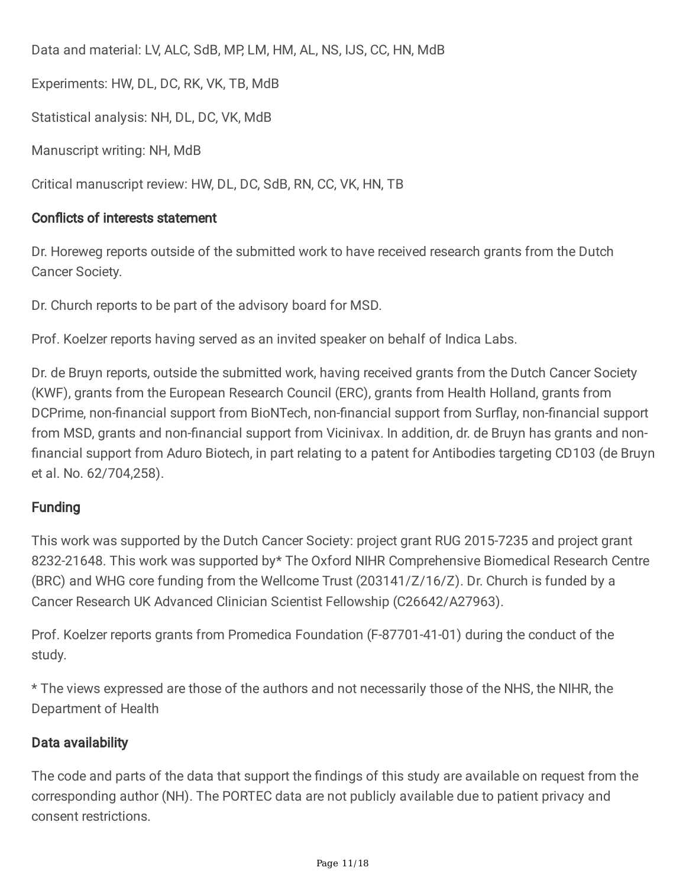Data and material: LV, ALC, SdB, MP, LM, HM, AL, NS, IJS, CC, HN, MdB

Experiments: HW, DL, DC, RK, VK, TB, MdB

Statistical analysis: NH, DL, DC, VK, MdB

Manuscript writing: NH, MdB

Critical manuscript review: HW, DL, DC, SdB, RN, CC, VK, HN, TB

## Conflicts of interests statement

Dr. Horeweg reports outside of the submitted work to have received research grants from the Dutch Cancer Society.

Dr. Church reports to be part of the advisory board for MSD.

Prof. Koelzer reports having served as an invited speaker on behalf of Indica Labs.

Dr. de Bruyn reports, outside the submitted work, having received grants from the Dutch Cancer Society (KWF), grants from the European Research Council (ERC), grants from Health Holland, grants from DCPrime, non-financial support from BioNTech, non-financial support from Surflay, non-financial support from MSD, grants and non-financial support from Vicinivax. In addition, dr. de Bruyn has grants and non-financial support from Aduro Biotech, in part relating to a patent for Antibodies targeting CD103 (de Bruyn et al. No. 62/704,258).

## Funding

This work was supported by the Dutch Cancer Society: project grant RUG 2015-7235 and project grant 8232-21648. This work was supported by* The Oxford NIHR Comprehensive Biomedical Research Centre (BRC) and WHG core funding from the Wellcome Trust (203141/Z/16/Z). Dr. Church is funded by a Cancer Research UK Advanced Clinician Scientist Fellowship (C26642/A27963).

Prof. Koelzer reports grants from Promedica Foundation (F-87701-41-01) during the conduct of the study.

* The views expressed are those of the authors and not necessarily those of the NHS, the NIHR, the Department of Health

## Data availability

The code and parts of the data that support the findings of this study are available on request from the corresponding author (NH). The PORTEC data are not publicly available due to patient privacy and consent restrictions.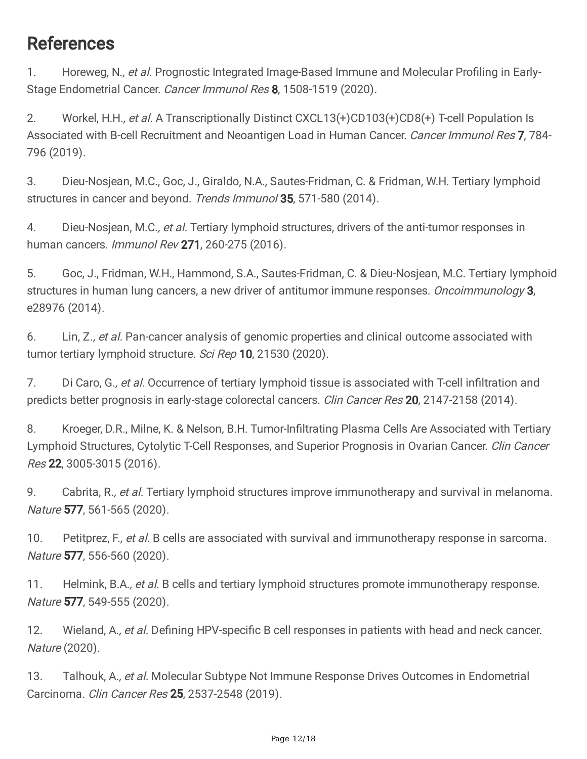# References

1. Horeweg, N., *et al.* Prognostic Integrated Image-Based Immune and Molecular Profiling in Early-Stage Endometrial Cancer. *Cancer Immunol Res* **8**, 1508-1519 (2020).

2. Workel, H.H., *et al.* A Transcriptionally Distinct CXCL13(+)CD103(+)CD8(+) T-cell Population Is Associated with B-cell Recruitment and Neoantigen Load in Human Cancer. *Cancer Immunol Res* **7**, 784-796 (2019).

3. Dieu-Nosjean, M.C., Goc, J., Giraldo, N.A., Sautes-Fridman, C. & Fridman, W.H. Tertiary lymphoid structures in cancer and beyond. *Trends Immunol* **35**, 571-580 (2014).

4. Dieu-Nosjean, M.C., *et al.* Tertiary lymphoid structures, drivers of the anti-tumor responses in human cancers. *Immunol Rev* **271**, 260-275 (2016).

5. Goc, J., Fridman, W.H., Hammond, S.A., Sautes-Fridman, C. & Dieu-Nosjean, M.C. Tertiary lymphoid structures in human lung cancers, a new driver of antitumor immune responses. *Oncoimmunology* **3**, e28976 (2014).

6. Lin, Z., *et al.* Pan-cancer analysis of genomic properties and clinical outcome associated with tumor tertiary lymphoid structure. *Sci Rep* **10**, 21530 (2020).

7. Di Caro, G., *et al.* Occurrence of tertiary lymphoid tissue is associated with T-cell infiltration and predicts better prognosis in early-stage colorectal cancers. *Clin Cancer Res* **20**, 2147-2158 (2014).

8. Kroeger, D.R., Milne, K. & Nelson, B.H. Tumor-Infiltrating Plasma Cells Are Associated with Tertiary Lymphoid Structures, Cytolytic T-Cell Responses, and Superior Prognosis in Ovarian Cancer. *Clin Cancer Res* **22**, 3005-3015 (2016).

9. Cabrita, R., *et al.* Tertiary lymphoid structures improve immunotherapy and survival in melanoma. *Nature* **577**, 561-565 (2020).

10. Petitprez, F., *et al.* B cells are associated with survival and immunotherapy response in sarcoma. *Nature* **577**, 556-560 (2020).

11. Helmink, B.A., *et al.* B cells and tertiary lymphoid structures promote immunotherapy response. *Nature* **577**, 549-555 (2020).

12. Wieland, A., *et al.* Defining HPV-specific B cell responses in patients with head and neck cancer. *Nature* (2020).

13. Talhouk, A., *et al.* Molecular Subtype Not Immune Response Drives Outcomes in Endometrial Carcinoma. *Clin Cancer Res* **25**, 2537-2548 (2019).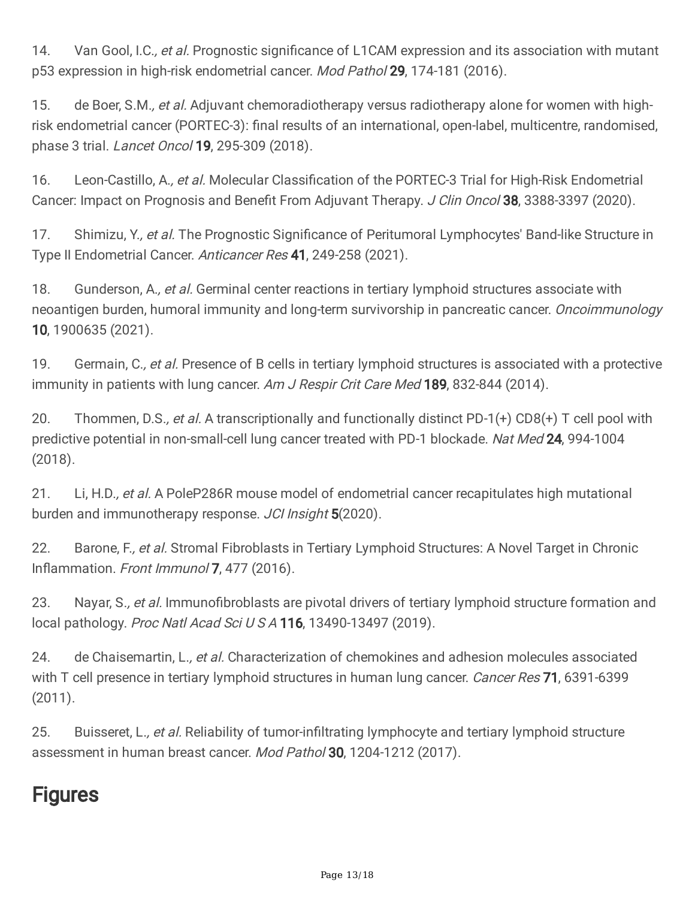14. Van Gool, I.C., *et al.* Prognostic significance of L1CAM expression and its association with mutant p53 expression in high-risk endometrial cancer. *Mod Pathol* **29**, 174-181 (2016).

15. de Boer, S.M., *et al.* Adjuvant chemoradiotherapy versus radiotherapy alone for women with high-risk endometrial cancer (PORTEC-3): final results of an international, open-label, multicentre, randomised, phase 3 trial. *Lancet Oncol* **19**, 295-309 (2018).

16. Leon-Castillo, A., *et al.* Molecular Classification of the PORTEC-3 Trial for High-Risk Endometrial Cancer: Impact on Prognosis and Benefit From Adjuvant Therapy. *J Clin Oncol* **38**, 3388-3397 (2020).

17. Shimizu, Y., *et al.* The Prognostic Significance of Peritumoral Lymphocytes' Band-like Structure in Type II Endometrial Cancer. *Anticancer Res* **41**, 249-258 (2021).

18. Gunderson, A., *et al.* Germinal center reactions in tertiary lymphoid structures associate with neoantigen burden, humoral immunity and long-term survivorship in pancreatic cancer. *Oncoimmunology* **10**, 1900635 (2021).

19. Germain, C., *et al.* Presence of B cells in tertiary lymphoid structures is associated with a protective immunity in patients with lung cancer. *Am J Respir Crit Care Med* **189**, 832-844 (2014).

20. Thommen, D.S., *et al.* A transcriptionally and functionally distinct PD-1(+) CD8(+) T cell pool with predictive potential in non-small-cell lung cancer treated with PD-1 blockade. *Nat Med* **24**, 994-1004 (2018).

21. Li, H.D., *et al.* A PoleP286R mouse model of endometrial cancer recapitulates high mutational burden and immunotherapy response. *JCI Insight* **5**(2020).

22. Barone, F., *et al.* Stromal Fibroblasts in Tertiary Lymphoid Structures: A Novel Target in Chronic Inflammation. *Front Immunol* **7**, 477 (2016).

23. Nayar, S., *et al.* Immunofibroblasts are pivotal drivers of tertiary lymphoid structure formation and local pathology. *Proc Natl Acad Sci U S A* **116**, 13490-13497 (2019).

24. de Chaisemartin, L., *et al.* Characterization of chemokines and adhesion molecules associated with T cell presence in tertiary lymphoid structures in human lung cancer. *Cancer Res* **71**, 6391-6399 (2011).

25. Buisseret, L., *et al.* Reliability of tumor-infiltrating lymphocyte and tertiary lymphoid structure assessment in human breast cancer. *Mod Pathol* **30**, 1204-1212 (2017).

# Figures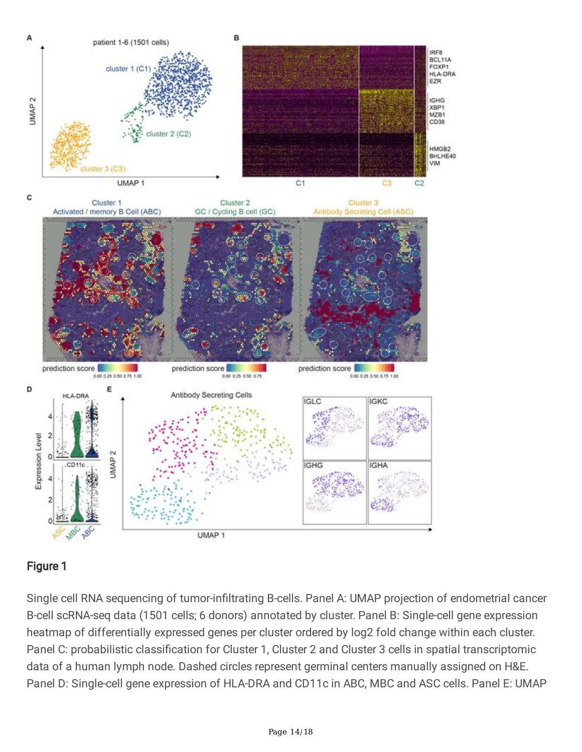## Figure 1

Single cell RNA sequencing of tumor-infiltrating B-cells. Panel A: UMAP projection of endometrial cancer B-cell scRNA-seq data (1501 cells; 6 donors) annotated by cluster. Panel B: Single-cell gene expression heatmap of differentially expressed genes per cluster ordered by log2 fold change within each cluster. Panel C: probabilistic classification for Cluster 1, Cluster 2 and Cluster 3 cells in spatial transcriptomic data of a human lymph node. Dashed circles represent germinal centers manually assigned on H&E. Panel D: Single-cell gene expression of HLA-DRA and CD11c in ABC, MBC and ASC cells. Panel E: UMAP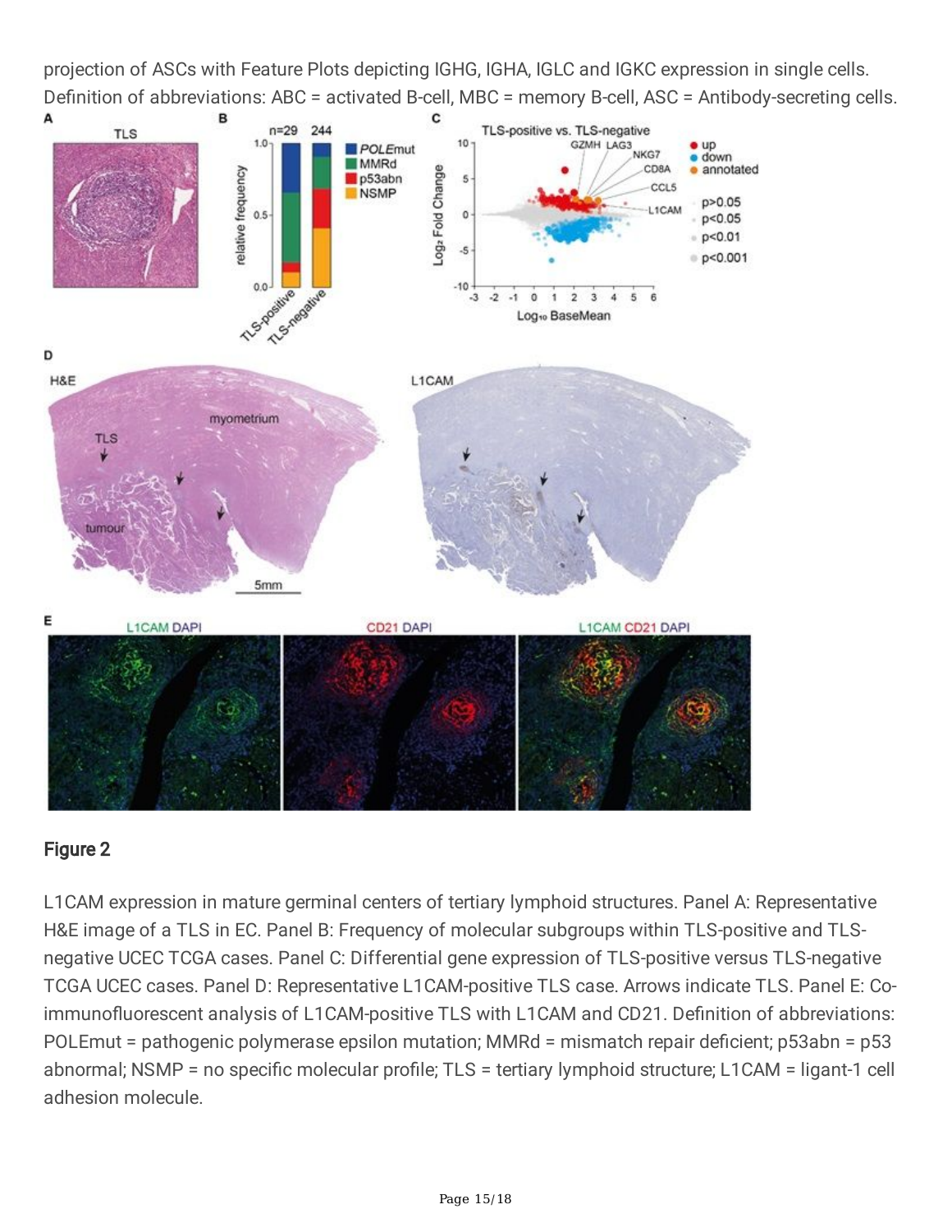projection of ASCs with Feature Plots depicting IGHG, IGHA, IGLC and IGKC expression in single cells. Definition of abbreviations: ABC = activated B-cell, MBC = memory B-cell, ASC = Antibody-secreting cells.

## Figure 2

L1CAM expression in mature germinal centers of tertiary lymphoid structures. Panel A: Representative H&E image of a TLS in EC. Panel B: Frequency of molecular subgroups within TLS-positive and TLS-negative UCEC TCGA cases. Panel C: Differential gene expression of TLS-positive versus TLS-negative TCGA UCEC cases. Panel D: Representative L1CAM-positive TLS case. Arrows indicate TLS. Panel E: Co-immunofluorescent analysis of L1CAM-positive TLS with L1CAM and CD21. Definition of abbreviations: POLEmut = pathogenic polymerase epsilon mutation; MMRd = mismatch repair deficient; p53abn = p53 abnormal; NSMP = no specific molecular profile; TLS = tertiary lymphoid structure; L1CAM = ligant-1 cell adhesion molecule.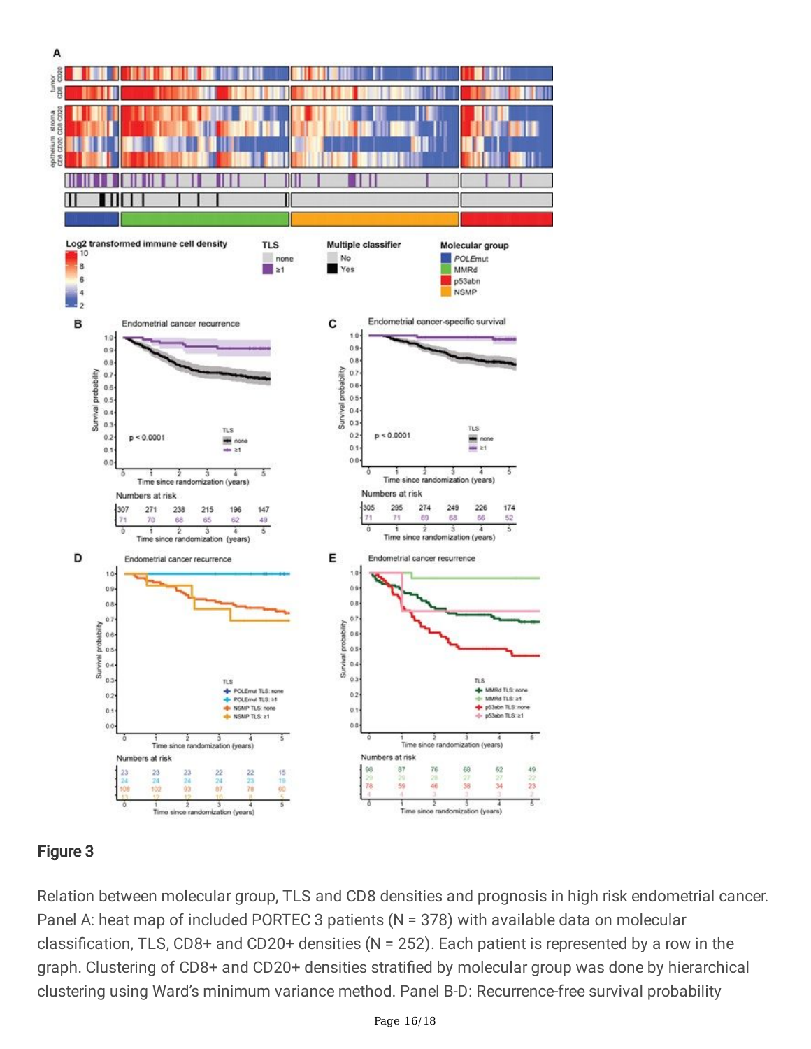## Figure 3

Relation between molecular group, TLS and CD8 densities and prognosis in high risk endometrial cancer. Panel A: heat map of included PORTEC 3 patients (N = 378) with available data on molecular classification, TLS, CD8+ and CD20+ densities (N = 252). Each patient is represented by a row in the graph. Clustering of CD8+ and CD20+ densities stratified by molecular group was done by hierarchical clustering using Ward's minimum variance method. Panel B-D: Recurrence-free survival probability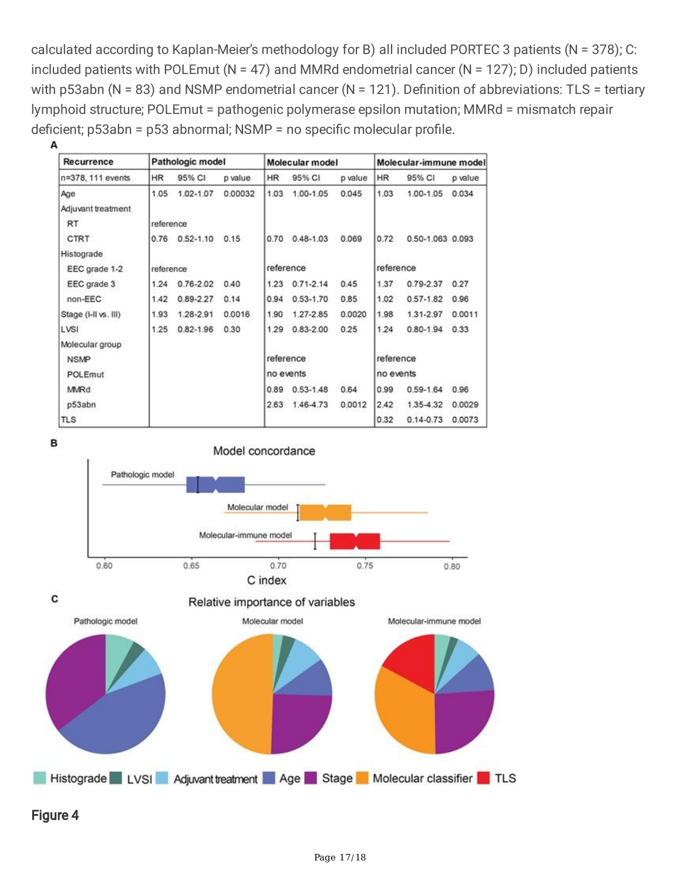calculated according to Kaplan-Meier's methodology for B) all included PORTEC 3 patients (N = 378); C: included patients with POLEmut (N = 47) and MMRd endometrial cancer (N = 127); D) included patients with p53abn (N = 83) and NSMP endometrial cancer (N = 121). Definition of abbreviations: TLS = tertiary lymphoid structure; POLEmut = pathogenic polymerase epsilon mutation; MMRd = mismatch repair deficient; p53abn = p53 abnormal; NSMP = no specific molecular profile.

**A**

| Recurrence | Pathologic model | | | Molecular model | | | Molecular-immune model | | |
|---|---|---|---|---|---|---|---|---|---|
| n=378, 111 events | HR | 95% CI | p value | HR | 95% CI | p value | HR | 95% CI | p value |
| Age | 1.05 | 1.02-1.07 | 0.00032 | 1.03 | 1.00-1.05 | 0.045 | 1.03 | 1.00-1.05 | 0.034 |
| Adjuvant treatment | | | | | | | | | |
| RT | reference | | | | | | | | |
| CTRT | 0.76 | 0.52-1.10 | 0.15 | 0.70 | 0.48-1.03 | 0.069 | 0.72 | 0.50-1.063 | 0.093 |
| Histograde | | | | | | | | | |
| EEC grade 1-2 | reference | | | reference | | | reference | | |
| EEC grade 3 | 1.24 | 0.76-2.02 | 0.40 | 1.23 | 0.71-2.14 | 0.45 | 1.37 | 0.79-2.37 | 0.27 |
| non-EEC | 1.42 | 0.89-2.27 | 0.14 | 0.94 | 0.53-1.70 | 0.85 | 1.02 | 0.57-1.82 | 0.96 |
| Stage (I-II vs. III) | 1.93 | 1.28-2.91 | 0.0016 | 1.90 | 1.27-2.85 | 0.0020 | 1.98 | 1.31-2.97 | 0.0011 |
| LVSI | 1.25 | 0.82-1.96 | 0.30 | 1.29 | 0.83-2.00 | 0.25 | 1.24 | 0.80-1.94 | 0.33 |
| Molecular group | | | | | | | | | |
| NSMP | | | | reference | | | reference | | |
| POLEmut | | | | no events | | | no events | | |
| MMRd | | | | 0.89 | 0.53-1.48 | 0.64 | 0.99 | 0.59-1.64 | 0.96 |
| p53abn | | | | 2.63 | 1.46-4.73 | 0.0012 | 2.42 | 1.35-4.32 | 0.0029 |
| TLS | | | | | | | 0.32 | 0.14-0.73 | 0.0073 |

**B**

**C**

Figure 4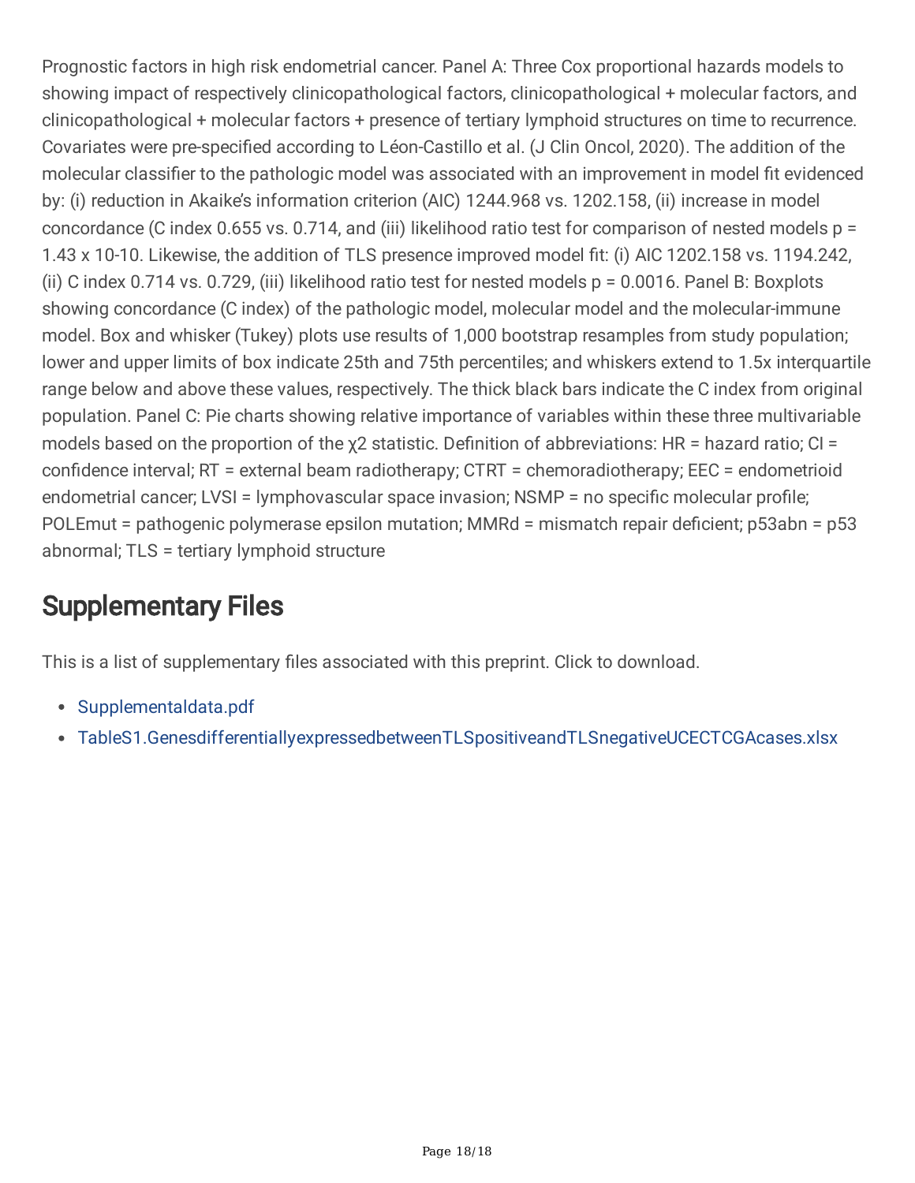Prognostic factors in high risk endometrial cancer. Panel A: Three Cox proportional hazards models to showing impact of respectively clinicopathological factors, clinicopathological + molecular factors, and clinicopathological + molecular factors + presence of tertiary lymphoid structures on time to recurrence. Covariates were pre-specified according to Léon-Castillo et al. (J Clin Oncol, 2020). The addition of the molecular classifier to the pathologic model was associated with an improvement in model fit evidenced by: (i) reduction in Akaike's information criterion (AIC) 1244.968 vs. 1202.158, (ii) increase in model concordance (C index 0.655 vs. 0.714, and (iii) likelihood ratio test for comparison of nested models p = 1.43 x 10-10. Likewise, the addition of TLS presence improved model fit: (i) AIC 1202.158 vs. 1194.242, (ii) C index 0.714 vs. 0.729, (iii) likelihood ratio test for nested models p = 0.0016. Panel B: Boxplots showing concordance (C index) of the pathologic model, molecular model and the molecular-immune model. Box and whisker (Tukey) plots use results of 1,000 bootstrap resamples from study population; lower and upper limits of box indicate 25th and 75th percentiles; and whiskers extend to 1.5x interquartile range below and above these values, respectively. The thick black bars indicate the C index from original population. Panel C: Pie charts showing relative importance of variables within these three multivariable models based on the proportion of the $\chi^2$ statistic. Definition of abbreviations: HR = hazard ratio; CI = confidence interval; RT = external beam radiotherapy; CTRT = chemoradiotherapy; EEC = endometrioid endometrial cancer; LVSI = lymphovascular space invasion; NSMP = no specific molecular profile; POLEmut = pathogenic polymerase epsilon mutation; MMRd = mismatch repair deficient; p53abn = p53 abnormal; TLS = tertiary lymphoid structure

## Supplementary Files

This is a list of supplementary files associated with this preprint. Click to download.

- Supplementaldata.pdf
- TableS1.GenesdifferentiallyexpressedbetweenTLSpositiveandTLSnegativeUCECTCGAcases.xlsx